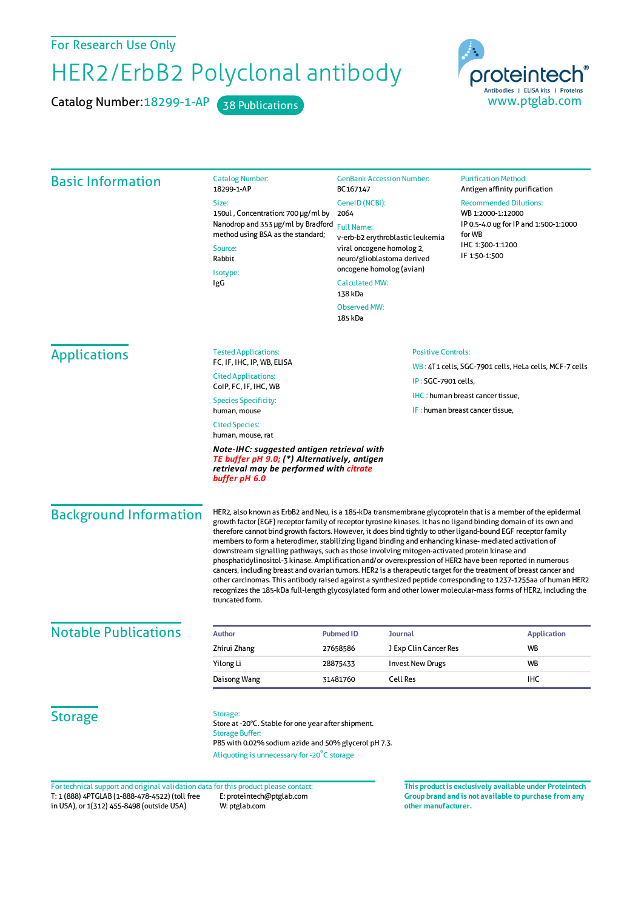For Research Use Only

# HER2/ErbB2 Polyclonal antibody

**Catalog Number:** 18299-1-AP   38 Publications

proteintech®
Antibodies | ELISA kits | Proteins
www.ptglab.com

## Basic Information

**Catalog Number:**
18299-1-AP

**Size:**
150ul , Concentration: 700 μg/ml by Nanodrop and 353 μg/ml by Bradford method using BSA as the standard;

**Source:**
Rabbit

**Isotype:**
IgG

**GenBank Accession Number:**
BC167147

**GeneID (NCBI):**
2064

**Full Name:**
v-erb-b2 erythroblastic leukemia viral oncogene homolog 2, neuro/glioblastoma derived oncogene homolog (avian)

**Calculated MW:**
138 kDa

**Observed MW:**
185 kDa

**Purification Method:**
Antigen affinity purification

**Recommended Dilutions:**
WB 1:2000-1:12000
IP 0.5-4.0 ug for IP and 1:500-1:1000 for WB
IHC 1:300-1:1200
IF 1:50-1:500

## Applications

**Tested Applications:**
FC, IF, IHC, IP, WB, ELISA

**Cited Applications:**
CoIP, FC, IF, IHC, WB

**Species Specificity:**
human, mouse

**Cited Species:**
human, mouse, rat

***Note-IHC: suggested antigen retrieval with TE buffer pH 9.0; (\*) Alternatively, antigen retrieval may be performed with citrate buffer pH 6.0***

**Positive Controls:**

WB : 4T1 cells, SGC-7901 cells, HeLa cells, MCF-7 cells

IP : SGC-7901 cells,

IHC : human breast cancer tissue,

IF : human breast cancer tissue,

## Background Information

HER2, also known as ErbB2 and Neu, is a 185-kDa transmembrane glycoprotein that is a member of the epidermal growth factor (EGF) receptor family of receptor tyrosine kinases. It has no ligand binding domain of its own and therefore cannot bind growth factors. However, it does bind tightly to other ligand-bound EGF receptor family members to form a heterodimer, stabilizing ligand binding and enhancing kinase- mediated activation of downstream signalling pathways, such as those involving mitogen-activated protein kinase and phosphatidylinositol-3 kinase. Amplification and/or overexpression of HER2 have been reported in numerous cancers, including breast and ovarian tumors. HER2 is a therapeutic target for the treatment of breast cancer and other carcinomas. This antibody raised against a synthesized peptide corresponding to 1237-1255aa of human HER2 recognizes the 185-kDa full-length glycosylated form and other lower molecular-mass forms of HER2, including the truncated form.

## Notable Publications

| Author | Pubmed ID | Journal | Application |
|---|---|---|---|
| Zhirui Zhang | 27658586 | J Exp Clin Cancer Res | WB |
| Yilong Li | 28875433 | Invest New Drugs | WB |
| Daisong Wang | 31481760 | Cell Res | IHC |

## Storage

**Storage:**
Store at -20°C. Stable for one year after shipment.

**Storage Buffer:**
PBS with 0.02% sodium azide and 50% glycerol pH 7.3.

Aliquoting is unnecessary for -20°C storage

For technical support and original validation data for this product please contact:
T: 1 (888) 4PTGLAB (1-888-478-4522) (toll free in USA), or 1(312) 455-8498 (outside USA)
E: proteintech@ptglab.com
W: ptglab.com

**This product is exclusively available under Proteintech Group brand and is not available to purchase from any other manufacturer.**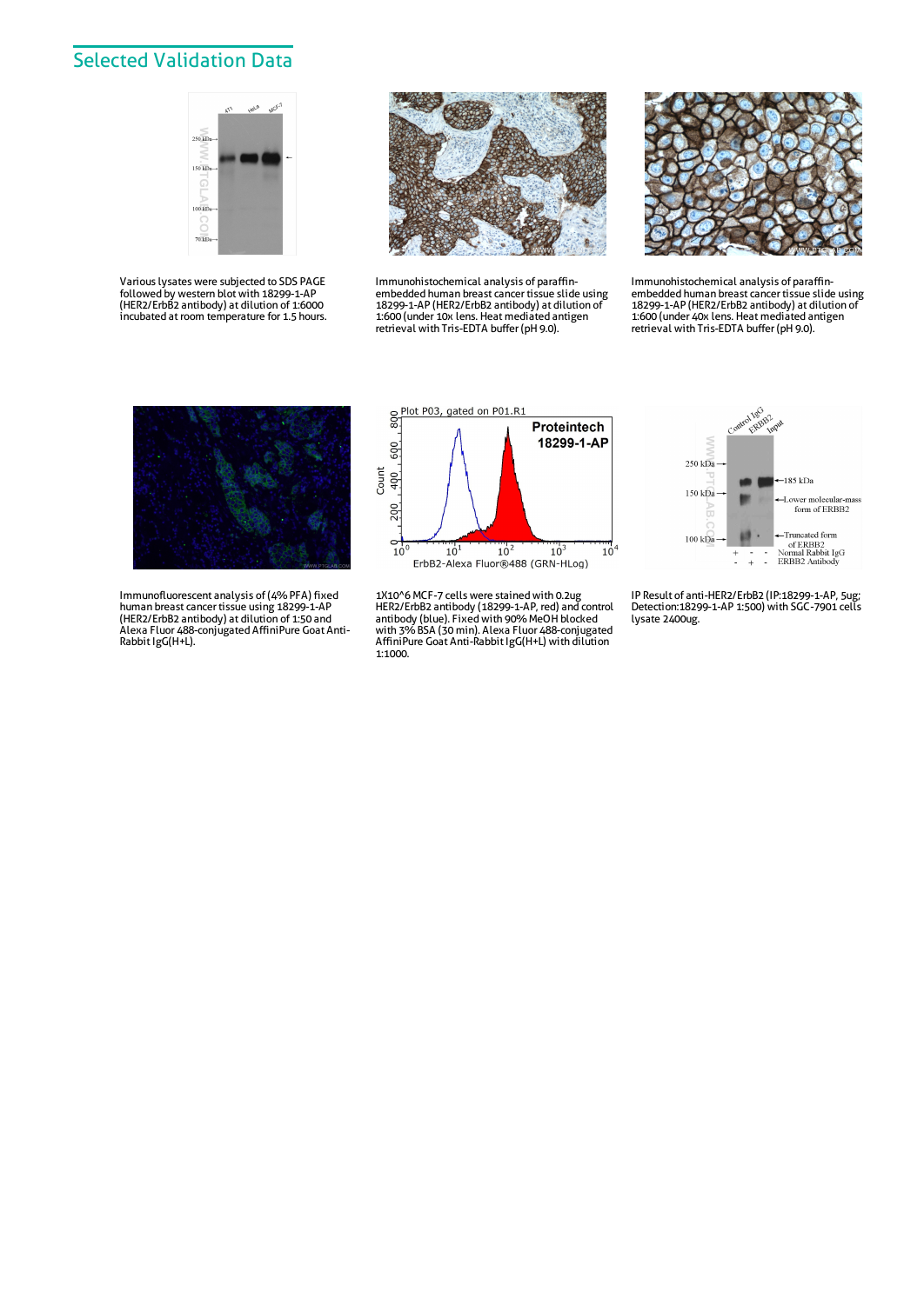## Selected Validation Data

Various lysates were subjected to SDS PAGE followed by western blot with 18299-1-AP (HER2/ErbB2 antibody) at dilution of 1:6000 incubated at room temperature for 1.5 hours.

Immunohistochemical analysis of paraffin-embedded human breast cancer tissue slide using 18299-1-AP (HER2/ErbB2 antibody) at dilution of 1:600 (under 10x lens. Heat mediated antigen retrieval with Tris-EDTA buffer (pH 9.0).

Immunohistochemical analysis of paraffin-embedded human breast cancer tissue slide using 18299-1-AP (HER2/ErbB2 antibody) at dilution of 1:600 (under 40x lens. Heat mediated antigen retrieval with Tris-EDTA buffer (pH 9.0).

Immunofluorescent analysis of (4% PFA) fixed human breast cancer tissue using 18299-1-AP (HER2/ErbB2 antibody) at dilution of 1:50 and Alexa Fluor 488-conjugated AffiniPure Goat Anti-Rabbit IgG(H+L).

1X10^6 MCF-7 cells were stained with 0.2ug HER2/ErbB2 antibody (18299-1-AP, red) and control antibody (blue). Fixed with 90% MeOH blocked with 3% BSA (30 min). Alexa Fluor 488-conjugated AffiniPure Goat Anti-Rabbit IgG(H+L) with dilution 1:1000.

IP Result of anti-HER2/ErbB2 (IP:18299-1-AP, 5ug; Detection:18299-1-AP 1:500) with SGC-7901 cells lysate 2400ug.